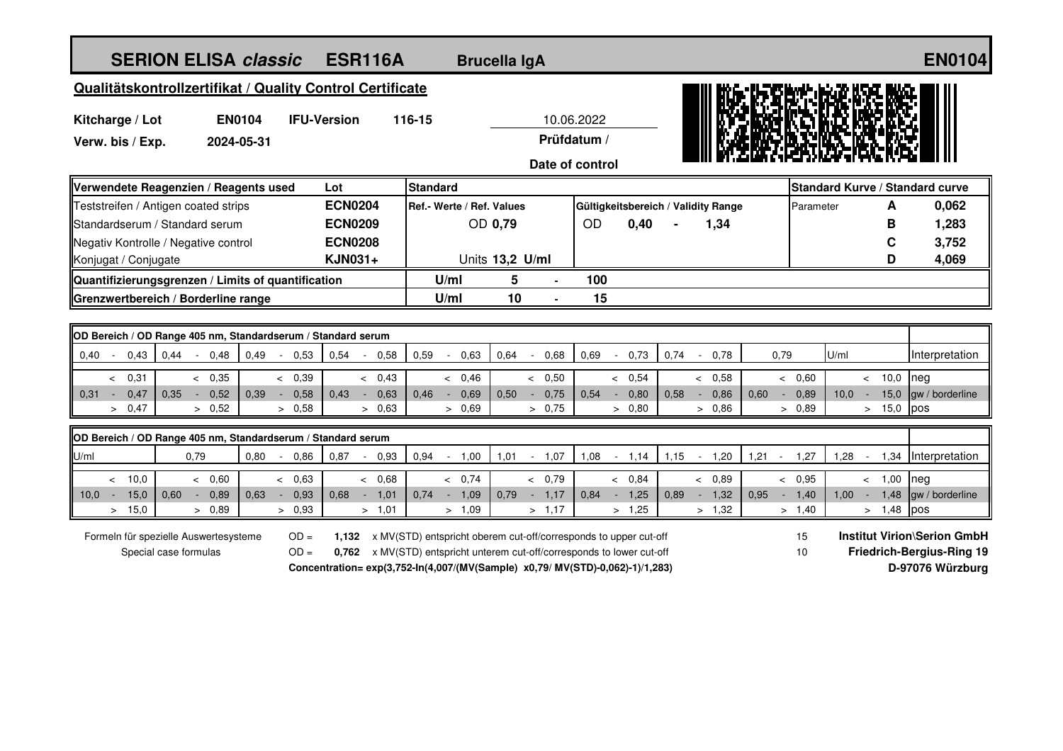# SERION ELISA *classic* ESR116A Brucella IgA EN0104

## Qualitätskontrollzertifikat / Quality Control Certificate

**Kitcharge / Lot** **EN0104** **IFU-Version** 116-15

**Verw. bis / Exp.** 2024-05-31

10.06.2022
**Prüfdatum / Date of control**

| Verwendete Reagenzien / Reagents used | Lot | Standard | | | Standard Kurve / Standard curve | | |
|---|---|---|---|---|---|---|---|
| Teststreifen / Antigen coated strips | **ECN0204** | Ref.- Werte / Ref. Values | Gültigkeitsbereich / Validity Range | | Parameter | **A** | **0,062** |
| Standardserum / Standard serum | **ECN0209** | OD **0,79** | OD **0,40** - **1,34** | | | **B** | **1,283** |
| Negativ Kontrolle / Negative control | **ECN0208** | | | | | **C** | **3,752** |
| Konjugat / Conjugate | **KJN031+** | Units **13,2 U/ml** | | | | **D** | **4,069** |
| **Quantifizierungsgrenzen / Limits of quantification** | | U/ml | **5** - **100** | | | | |
| **Grenzwertbereich / Borderline range** | | U/ml | **10** - **15** | | | | |

| OD Bereich / OD Range 405 nm, Standardserum / Standard serum | | | | | | | | | | |
|---|---|---|---|---|---|---|---|---|---|---|
| 0,40 - 0,43 | 0,44 - 0,48 | 0,49 - 0,53 | 0,54 - 0,58 | 0,59 - 0,63 | 0,64 - 0,68 | 0,69 - 0,73 | 0,74 - 0,78 | 0,79 | U/ml | Interpretation |
| < 0,31 | < 0,35 | < 0,39 | < 0,43 | < 0,46 | < 0,50 | < 0,54 | < 0,58 | < 0,60 | < 10,0 | neg |
| 0,31 - 0,47 | 0,35 - 0,52 | 0,39 - 0,58 | 0,43 - 0,63 | 0,46 - 0,69 | 0,50 - 0,75 | 0,54 - 0,80 | 0,58 - 0,86 | 0,60 - 0,89 | 10,0 - 15,0 | gw / borderline |
| > 0,47 | > 0,52 | > 0,58 | > 0,63 | > 0,69 | > 0,75 | > 0,80 | > 0,86 | > 0,89 | > 15,0 | pos |

| OD Bereich / OD Range 405 nm, Standardserum / Standard serum | | | | | | | | | | |
|---|---|---|---|---|---|---|---|---|---|---|
| U/ml | 0,79 | 0,80 - 0,86 | 0,87 - 0,93 | 0,94 - 1,00 | 1,01 - 1,07 | 1,08 - 1,14 | 1,15 - 1,20 | 1,21 - 1,27 | 1,28 - 1,34 | Interpretation |
| < 10,0 | < 0,60 | < 0,63 | < 0,68 | < 0,74 | < 0,79 | < 0,84 | < 0,89 | < 0,95 | < 1,00 | neg |
| 10,0 - 15,0 | 0,60 - 0,89 | 0,63 - 0,93 | 0,68 - 1,01 | 0,74 - 1,09 | 0,79 - 1,17 | 0,84 - 1,25 | 0,89 - 1,32 | 0,95 - 1,40 | 1,00 - 1,48 | gw / borderline |
| > 15,0 | > 0,89 | > 0,93 | > 1,01 | > 1,09 | > 1,17 | > 1,25 | > 1,32 | > 1,40 | > 1,48 | pos |

Formeln für spezielle Auswertesysteme / Special case formulas

OD = **1,132** x MV(STD) entspricht oberem cut-off/corresponds to upper cut-off — 15

OD = **0,762** x MV(STD) entspricht unterem cut-off/corresponds to lower cut-off — 10

**Concentration= exp(3,752-ln(4,007/(MV(Sample) x0,79/ MV(STD)-0,062)-1)/1,283)**

**Institut Virion\Serion GmbH**
**Friedrich-Bergius-Ring 19**
**D-97076 Würzburg**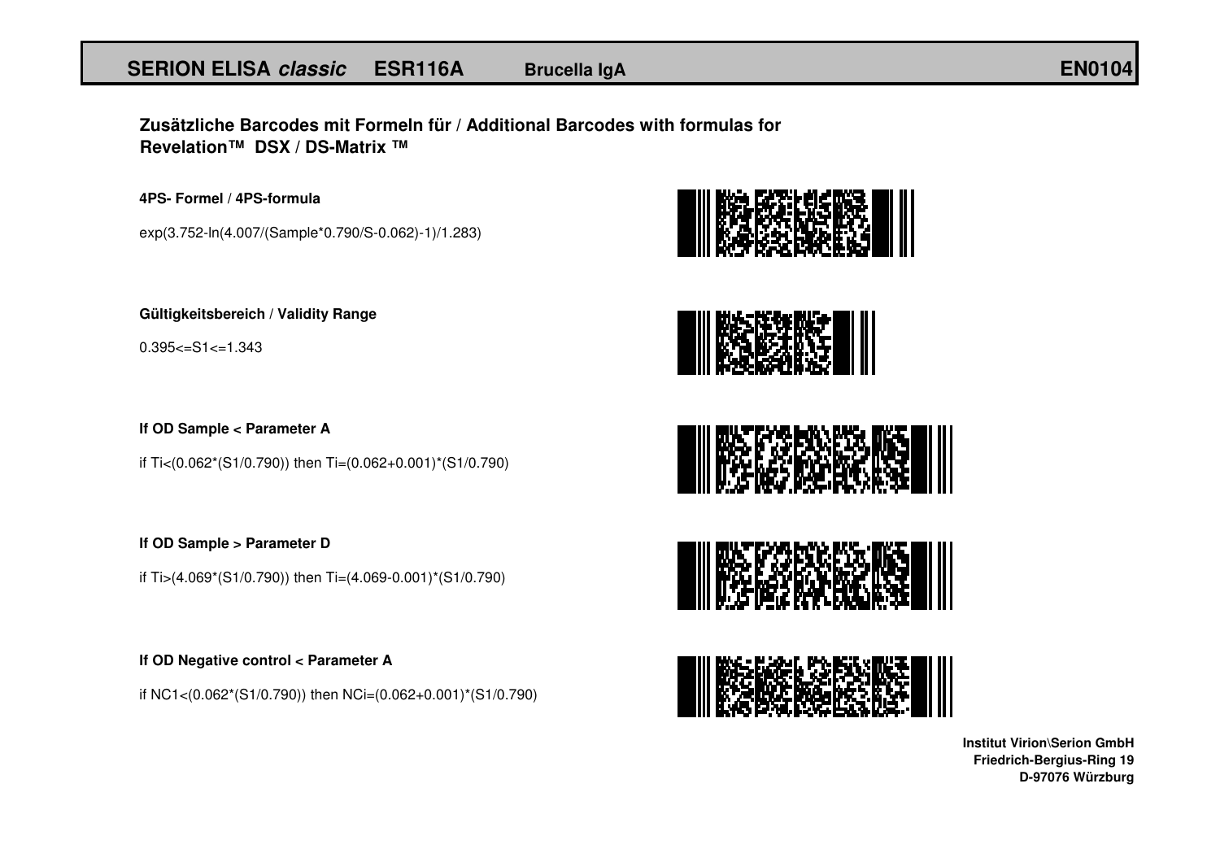## Zusätzliche Barcodes mit Formeln für / Additional Barcodes with formulas for Revelation™ DSX / DS-Matrix ™

**4PS- Formel / 4PS-formula**

exp(3.752-ln(4.007/(Sample*0.790/S-0.062)-1)/1.283)

**Gültigkeitsbereich / Validity Range**

0.395<=S1<=1.343

**If OD Sample < Parameter A**

if Ti<(0.062*(S1/0.790)) then Ti=(0.062+0.001)*(S1/0.790)

**If OD Sample > Parameter D**

if Ti>(4.069*(S1/0.790)) then Ti=(4.069-0.001)*(S1/0.790)

**If OD Negative control < Parameter A**

if NC1<(0.062*(S1/0.790)) then NCi=(0.062+0.001)*(S1/0.790)

**Institut Virion\Serion GmbH**
**Friedrich-Bergius-Ring 19**
**D-97076 Würzburg**